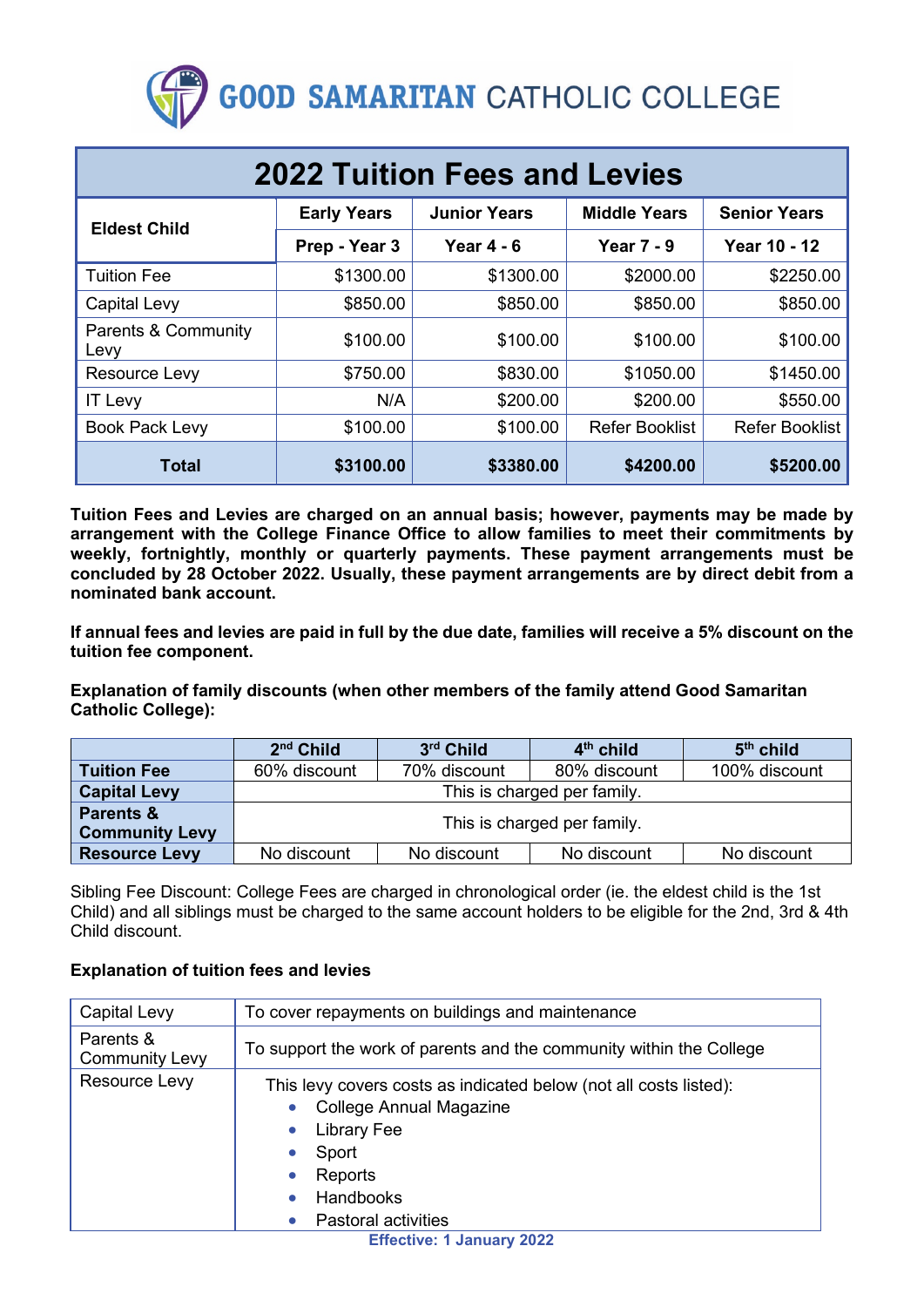# GOOD SAMARITAN CATHOLIC COLLEGE

## 2022 Tuition Fees and Levies

| Eldest Child | Early Years | Junior Years | Middle Years | Senior Years |
|---|---|---|---|---|
| | Prep - Year 3 | Year 4 - 6 | Year 7 - 9 | Year 10 - 12 |
| Tuition Fee | $1300.00 | $1300.00 | $2000.00 | $2250.00 |
| Capital Levy | $850.00 | $850.00 | $850.00 | $850.00 |
| Parents & Community Levy | $100.00 | $100.00 | $100.00 | $100.00 |
| Resource Levy | $750.00 | $830.00 | $1050.00 | $1450.00 |
| IT Levy | N/A | $200.00 | $200.00 | $550.00 |
| Book Pack Levy | $100.00 | $100.00 | Refer Booklist | Refer Booklist |
| **Total** | **$3100.00** | **$3380.00** | **$4200.00** | **$5200.00** |

**Tuition Fees and Levies are charged on an annual basis; however, payments may be made by arrangement with the College Finance Office to allow families to meet their commitments by weekly, fortnightly, monthly or quarterly payments. These payment arrangements must be concluded by 28 October 2022. Usually, these payment arrangements are by direct debit from a nominated bank account.**

**If annual fees and levies are paid in full by the due date, families will receive a 5% discount on the tuition fee component.**

**Explanation of family discounts (when other members of the family attend Good Samaritan Catholic College):**

| | 2nd Child | 3rd Child | 4th child | 5th child |
|---|---|---|---|---|
| **Tuition Fee** | 60% discount | 70% discount | 80% discount | 100% discount |
| **Capital Levy** | This is charged per family. | | | |
| **Parents & Community Levy** | This is charged per family. | | | |
| **Resource Levy** | No discount | No discount | No discount | No discount |

Sibling Fee Discount: College Fees are charged in chronological order (ie. the eldest child is the 1st Child) and all siblings must be charged to the same account holders to be eligible for the 2nd, 3rd & 4th Child discount.

**Explanation of tuition fees and levies**

| | |
|---|---|
| Capital Levy | To cover repayments on buildings and maintenance |
| Parents & Community Levy | To support the work of parents and the community within the College |
| Resource Levy | This levy covers costs as indicated below (not all costs listed): <br>• College Annual Magazine <br>• Library Fee <br>• Sport <br>• Reports <br>• Handbooks <br>• Pastoral activities |

**Effective: 1 January 2022**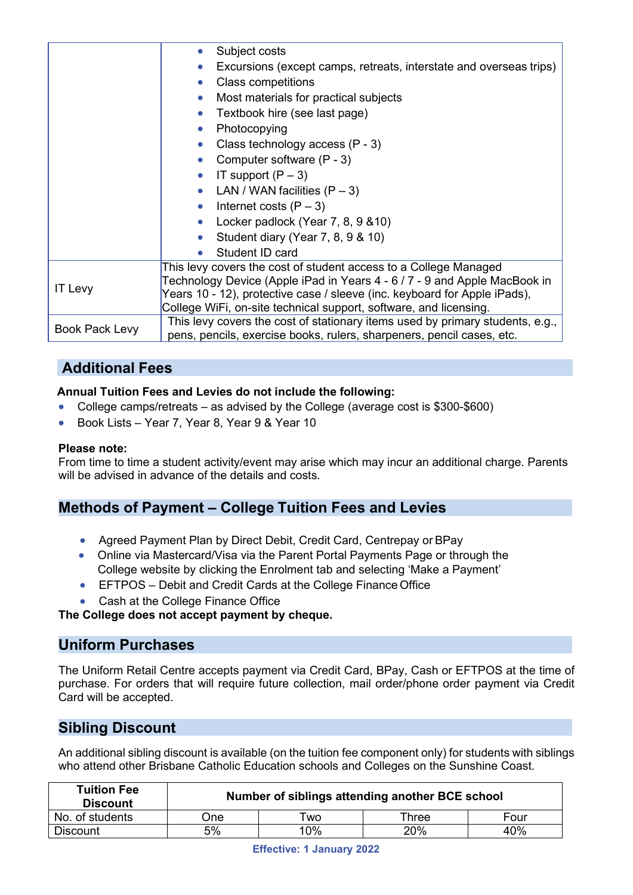| | |
|---|---|
| | • Subject costs<br>• Excursions (except camps, retreats, interstate and overseas trips)<br>• Class competitions<br>• Most materials for practical subjects<br>• Textbook hire (see last page)<br>• Photocopying<br>• Class technology access (P - 3)<br>• Computer software (P - 3)<br>• IT support (P – 3)<br>• LAN / WAN facilities (P – 3)<br>• Internet costs (P – 3)<br>• Locker padlock (Year 7, 8, 9 &10)<br>• Student diary (Year 7, 8, 9 & 10)<br>• Student ID card |
| IT Levy | This levy covers the cost of student access to a College Managed Technology Device (Apple iPad in Years 4 - 6 / 7 - 9 and Apple MacBook in Years 10 - 12), protective case / sleeve (inc. keyboard for Apple iPads), College WiFi, on-site technical support, software, and licensing. |
| Book Pack Levy | This levy covers the cost of stationary items used by primary students, e.g., pens, pencils, exercise books, rulers, sharpeners, pencil cases, etc. |

## Additional Fees

**Annual Tuition Fees and Levies do not include the following:**

- College camps/retreats – as advised by the College (average cost is $300-$600)
- Book Lists – Year 7, Year 8, Year 9 & Year 10

**Please note:**
From time to time a student activity/event may arise which may incur an additional charge. Parents will be advised in advance of the details and costs.

## Methods of Payment – College Tuition Fees and Levies

- Agreed Payment Plan by Direct Debit, Credit Card, Centrepay or BPay
- Online via Mastercard/Visa via the Parent Portal Payments Page or through the College website by clicking the Enrolment tab and selecting 'Make a Payment'
- EFTPOS – Debit and Credit Cards at the College Finance Office
- Cash at the College Finance Office

**The College does not accept payment by cheque.**

## Uniform Purchases

The Uniform Retail Centre accepts payment via Credit Card, BPay, Cash or EFTPOS at the time of purchase. For orders that will require future collection, mail order/phone order payment via Credit Card will be accepted.

## Sibling Discount

An additional sibling discount is available (on the tuition fee component only) for students with siblings who attend other Brisbane Catholic Education schools and Colleges on the Sunshine Coast.

| Tuition Fee Discount | Number of siblings attending another BCE school | | | |
|---|---|---|---|---|
| No. of students | One | Two | Three | Four |
| Discount | 5% | 10% | 20% | 40% |

**Effective: 1 January 2022**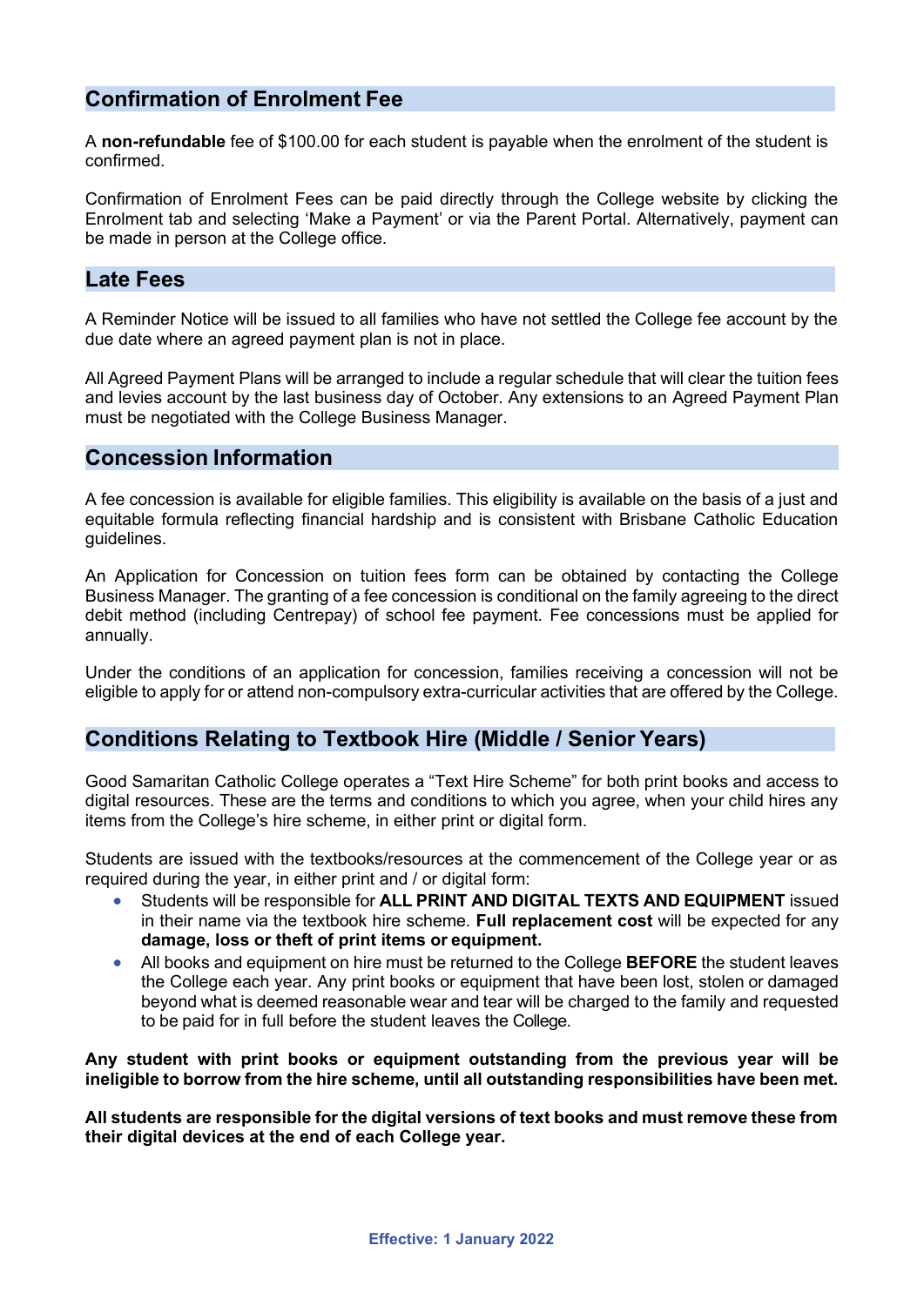## Confirmation of Enrolment Fee

A **non-refundable** fee of $100.00 for each student is payable when the enrolment of the student is confirmed.

Confirmation of Enrolment Fees can be paid directly through the College website by clicking the Enrolment tab and selecting 'Make a Payment' or via the Parent Portal. Alternatively, payment can be made in person at the College office.

## Late Fees

A Reminder Notice will be issued to all families who have not settled the College fee account by the due date where an agreed payment plan is not in place.

All Agreed Payment Plans will be arranged to include a regular schedule that will clear the tuition fees and levies account by the last business day of October. Any extensions to an Agreed Payment Plan must be negotiated with the College Business Manager.

## Concession Information

A fee concession is available for eligible families. This eligibility is available on the basis of a just and equitable formula reflecting financial hardship and is consistent with Brisbane Catholic Education guidelines.

An Application for Concession on tuition fees form can be obtained by contacting the College Business Manager. The granting of a fee concession is conditional on the family agreeing to the direct debit method (including Centrepay) of school fee payment. Fee concessions must be applied for annually.

Under the conditions of an application for concession, families receiving a concession will not be eligible to apply for or attend non-compulsory extra-curricular activities that are offered by the College.

## Conditions Relating to Textbook Hire (Middle / Senior Years)

Good Samaritan Catholic College operates a "Text Hire Scheme" for both print books and access to digital resources. These are the terms and conditions to which you agree, when your child hires any items from the College's hire scheme, in either print or digital form.

Students are issued with the textbooks/resources at the commencement of the College year or as required during the year, in either print and / or digital form:

- Students will be responsible for **ALL PRINT AND DIGITAL TEXTS AND EQUIPMENT** issued in their name via the textbook hire scheme. **Full replacement cost** will be expected for any **damage, loss or theft of print items or equipment.**
- All books and equipment on hire must be returned to the College **BEFORE** the student leaves the College each year. Any print books or equipment that have been lost, stolen or damaged beyond what is deemed reasonable wear and tear will be charged to the family and requested to be paid for in full before the student leaves the College.

**Any student with print books or equipment outstanding from the previous year will be ineligible to borrow from the hire scheme, until all outstanding responsibilities have been met.**

**All students are responsible for the digital versions of text books and must remove these from their digital devices at the end of each College year.**

**Effective: 1 January 2022**